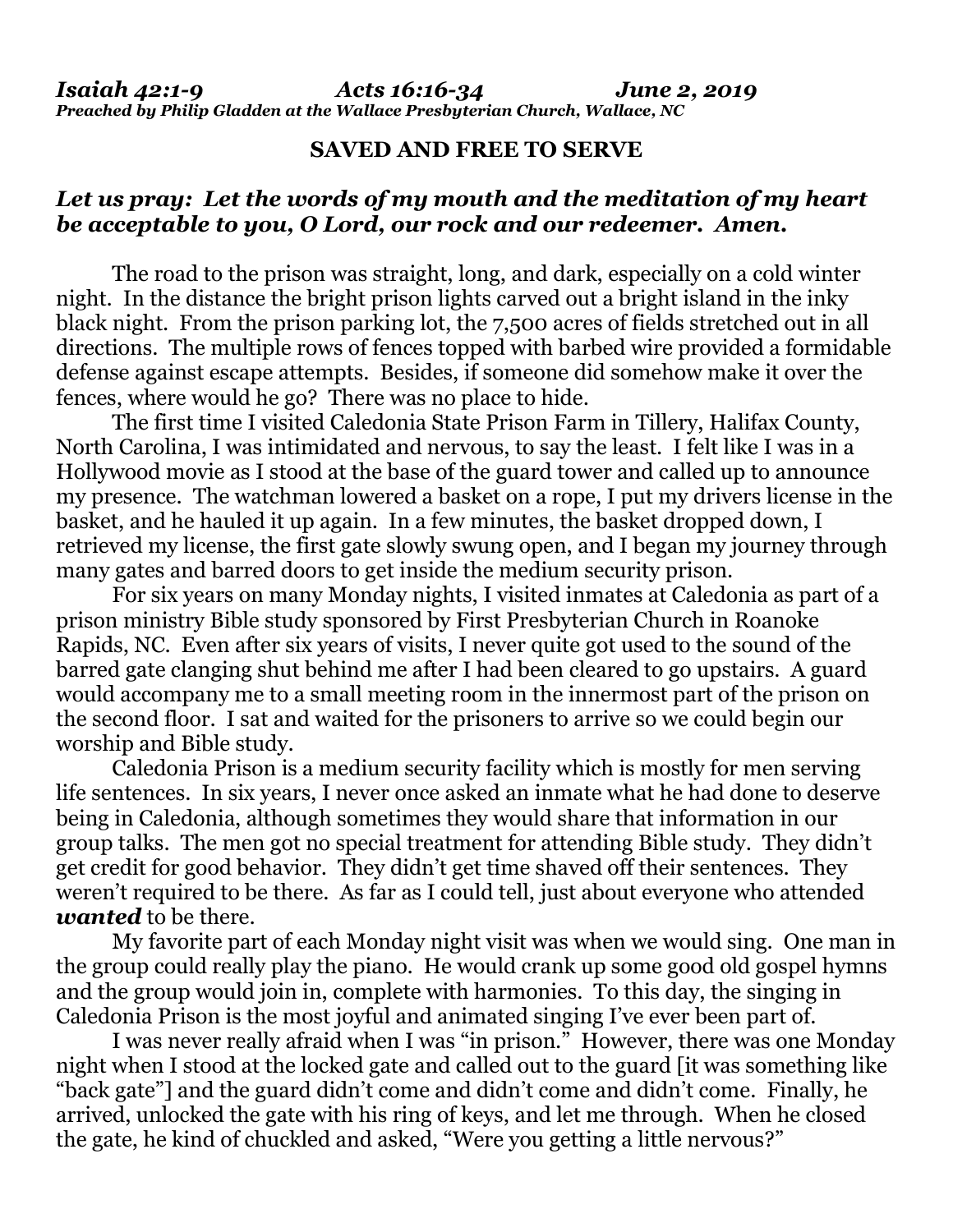***Isaiah 42:1-9 Acts 16:16-34 June 2, 2019***
***Preached by Philip Gladden at the Wallace Presbyterian Church, Wallace, NC***

**SAVED AND FREE TO SERVE**

***Let us pray: Let the words of my mouth and the meditation of my heart be acceptable to you, O Lord, our rock and our redeemer. Amen.***

The road to the prison was straight, long, and dark, especially on a cold winter night. In the distance the bright prison lights carved out a bright island in the inky black night. From the prison parking lot, the 7,500 acres of fields stretched out in all directions. The multiple rows of fences topped with barbed wire provided a formidable defense against escape attempts. Besides, if someone did somehow make it over the fences, where would he go? There was no place to hide.

The first time I visited Caledonia State Prison Farm in Tillery, Halifax County, North Carolina, I was intimidated and nervous, to say the least. I felt like I was in a Hollywood movie as I stood at the base of the guard tower and called up to announce my presence. The watchman lowered a basket on a rope, I put my drivers license in the basket, and he hauled it up again. In a few minutes, the basket dropped down, I retrieved my license, the first gate slowly swung open, and I began my journey through many gates and barred doors to get inside the medium security prison.

For six years on many Monday nights, I visited inmates at Caledonia as part of a prison ministry Bible study sponsored by First Presbyterian Church in Roanoke Rapids, NC. Even after six years of visits, I never quite got used to the sound of the barred gate clanging shut behind me after I had been cleared to go upstairs. A guard would accompany me to a small meeting room in the innermost part of the prison on the second floor. I sat and waited for the prisoners to arrive so we could begin our worship and Bible study.

Caledonia Prison is a medium security facility which is mostly for men serving life sentences. In six years, I never once asked an inmate what he had done to deserve being in Caledonia, although sometimes they would share that information in our group talks. The men got no special treatment for attending Bible study. They didn't get credit for good behavior. They didn't get time shaved off their sentences. They weren't required to be there. As far as I could tell, just about everyone who attended ***wanted*** to be there.

My favorite part of each Monday night visit was when we would sing. One man in the group could really play the piano. He would crank up some good old gospel hymns and the group would join in, complete with harmonies. To this day, the singing in Caledonia Prison is the most joyful and animated singing I've ever been part of.

I was never really afraid when I was "in prison." However, there was one Monday night when I stood at the locked gate and called out to the guard [it was something like "back gate"] and the guard didn't come and didn't come and didn't come. Finally, he arrived, unlocked the gate with his ring of keys, and let me through. When he closed the gate, he kind of chuckled and asked, "Were you getting a little nervous?"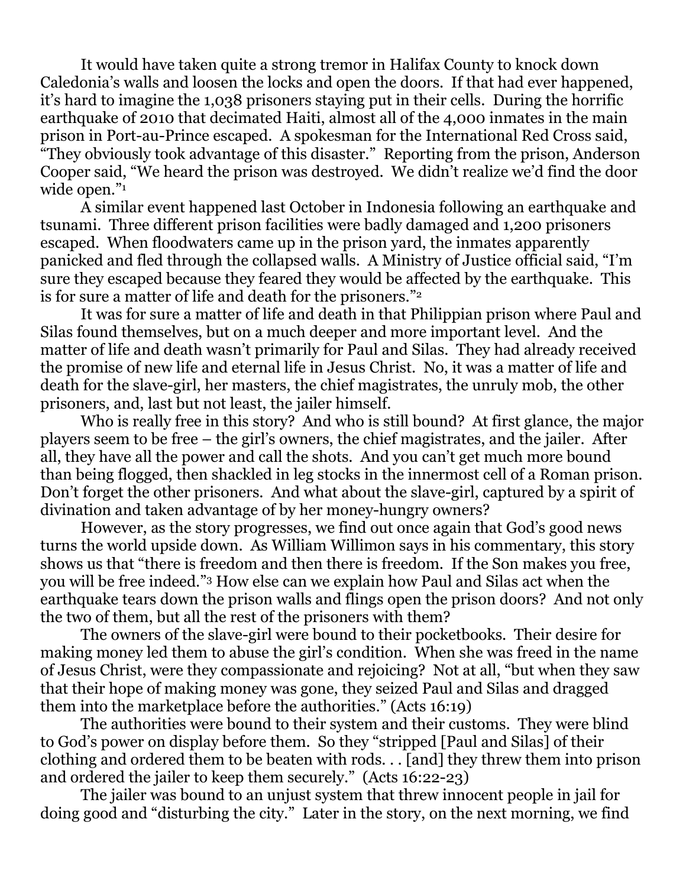It would have taken quite a strong tremor in Halifax County to knock down Caledonia's walls and loosen the locks and open the doors. If that had ever happened, it's hard to imagine the 1,038 prisoners staying put in their cells. During the horrific earthquake of 2010 that decimated Haiti, almost all of the 4,000 inmates in the main prison in Port-au-Prince escaped. A spokesman for the International Red Cross said, "They obviously took advantage of this disaster." Reporting from the prison, Anderson Cooper said, "We heard the prison was destroyed. We didn't realize we'd find the door wide open."[1]

A similar event happened last October in Indonesia following an earthquake and tsunami. Three different prison facilities were badly damaged and 1,200 prisoners escaped. When floodwaters came up in the prison yard, the inmates apparently panicked and fled through the collapsed walls. A Ministry of Justice official said, "I'm sure they escaped because they feared they would be affected by the earthquake. This is for sure a matter of life and death for the prisoners."[2]

It was for sure a matter of life and death in that Philippian prison where Paul and Silas found themselves, but on a much deeper and more important level. And the matter of life and death wasn't primarily for Paul and Silas. They had already received the promise of new life and eternal life in Jesus Christ. No, it was a matter of life and death for the slave-girl, her masters, the chief magistrates, the unruly mob, the other prisoners, and, last but not least, the jailer himself.

Who is really free in this story? And who is still bound? At first glance, the major players seem to be free – the girl's owners, the chief magistrates, and the jailer. After all, they have all the power and call the shots. And you can't get much more bound than being flogged, then shackled in leg stocks in the innermost cell of a Roman prison. Don't forget the other prisoners. And what about the slave-girl, captured by a spirit of divination and taken advantage of by her money-hungry owners?

However, as the story progresses, we find out once again that God's good news turns the world upside down. As William Willimon says in his commentary, this story shows us that "there is freedom and then there is freedom. If the Son makes you free, you will be free indeed."[3] How else can we explain how Paul and Silas act when the earthquake tears down the prison walls and flings open the prison doors? And not only the two of them, but all the rest of the prisoners with them?

The owners of the slave-girl were bound to their pocketbooks. Their desire for making money led them to abuse the girl's condition. When she was freed in the name of Jesus Christ, were they compassionate and rejoicing? Not at all, "but when they saw that their hope of making money was gone, they seized Paul and Silas and dragged them into the marketplace before the authorities." (Acts 16:19)

The authorities were bound to their system and their customs. They were blind to God's power on display before them. So they "stripped [Paul and Silas] of their clothing and ordered them to be beaten with rods. . . [and] they threw them into prison and ordered the jailer to keep them securely." (Acts 16:22-23)

The jailer was bound to an unjust system that threw innocent people in jail for doing good and "disturbing the city." Later in the story, on the next morning, we find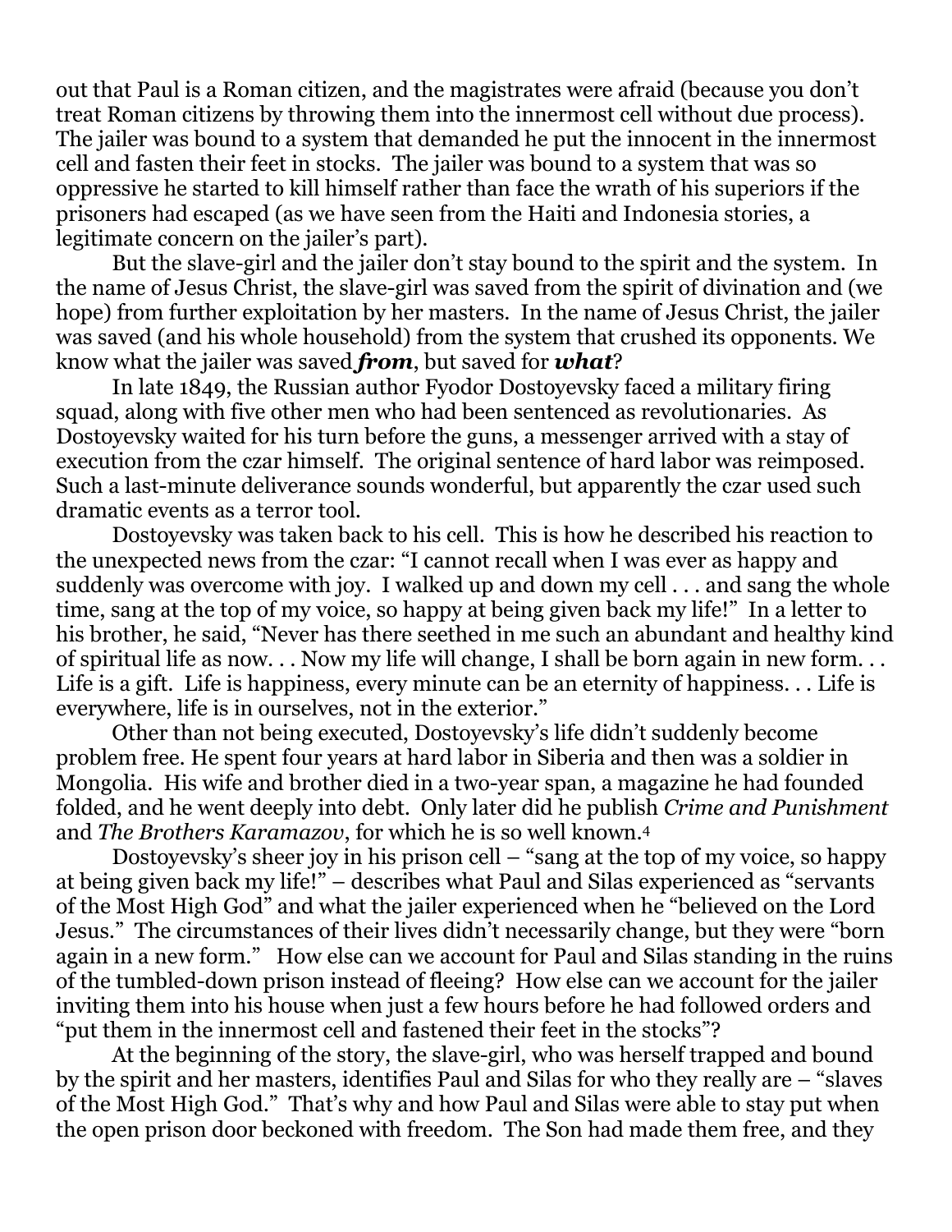out that Paul is a Roman citizen, and the magistrates were afraid (because you don't treat Roman citizens by throwing them into the innermost cell without due process). The jailer was bound to a system that demanded he put the innocent in the innermost cell and fasten their feet in stocks. The jailer was bound to a system that was so oppressive he started to kill himself rather than face the wrath of his superiors if the prisoners had escaped (as we have seen from the Haiti and Indonesia stories, a legitimate concern on the jailer's part).

But the slave-girl and the jailer don't stay bound to the spirit and the system. In the name of Jesus Christ, the slave-girl was saved from the spirit of divination and (we hope) from further exploitation by her masters. In the name of Jesus Christ, the jailer was saved (and his whole household) from the system that crushed its opponents. We know what the jailer was saved ***from***, but saved for ***what***?

In late 1849, the Russian author Fyodor Dostoyevsky faced a military firing squad, along with five other men who had been sentenced as revolutionaries. As Dostoyevsky waited for his turn before the guns, a messenger arrived with a stay of execution from the czar himself. The original sentence of hard labor was reimposed. Such a last-minute deliverance sounds wonderful, but apparently the czar used such dramatic events as a terror tool.

Dostoyevsky was taken back to his cell. This is how he described his reaction to the unexpected news from the czar: "I cannot recall when I was ever as happy and suddenly was overcome with joy. I walked up and down my cell . . . and sang the whole time, sang at the top of my voice, so happy at being given back my life!" In a letter to his brother, he said, "Never has there seethed in me such an abundant and healthy kind of spiritual life as now. . . Now my life will change, I shall be born again in new form. . . Life is a gift. Life is happiness, every minute can be an eternity of happiness. . . Life is everywhere, life is in ourselves, not in the exterior."

Other than not being executed, Dostoyevsky's life didn't suddenly become problem free. He spent four years at hard labor in Siberia and then was a soldier in Mongolia. His wife and brother died in a two-year span, a magazine he had founded folded, and he went deeply into debt. Only later did he publish *Crime and Punishment* and *The Brothers Karamazov*, for which he is so well known.[4]

Dostoyevsky's sheer joy in his prison cell – "sang at the top of my voice, so happy at being given back my life!" – describes what Paul and Silas experienced as "servants of the Most High God" and what the jailer experienced when he "believed on the Lord Jesus." The circumstances of their lives didn't necessarily change, but they were "born again in a new form." How else can we account for Paul and Silas standing in the ruins of the tumbled-down prison instead of fleeing? How else can we account for the jailer inviting them into his house when just a few hours before he had followed orders and "put them in the innermost cell and fastened their feet in the stocks"?

At the beginning of the story, the slave-girl, who was herself trapped and bound by the spirit and her masters, identifies Paul and Silas for who they really are – "slaves of the Most High God." That's why and how Paul and Silas were able to stay put when the open prison door beckoned with freedom. The Son had made them free, and they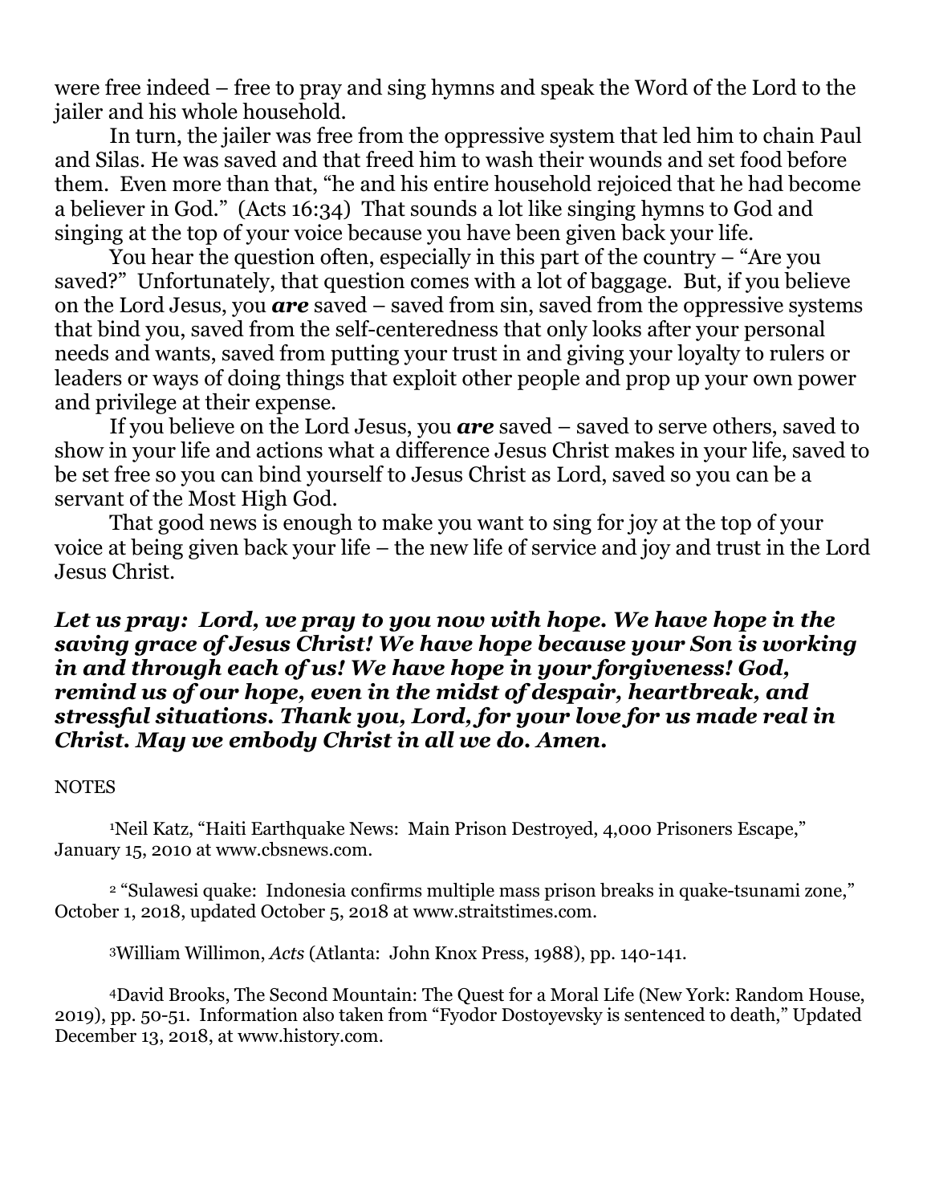were free indeed – free to pray and sing hymns and speak the Word of the Lord to the jailer and his whole household.

In turn, the jailer was free from the oppressive system that led him to chain Paul and Silas. He was saved and that freed him to wash their wounds and set food before them. Even more than that, "he and his entire household rejoiced that he had become a believer in God." (Acts 16:34) That sounds a lot like singing hymns to God and singing at the top of your voice because you have been given back your life.

You hear the question often, especially in this part of the country – "Are you saved?" Unfortunately, that question comes with a lot of baggage. But, if you believe on the Lord Jesus, you ***are*** saved – saved from sin, saved from the oppressive systems that bind you, saved from the self-centeredness that only looks after your personal needs and wants, saved from putting your trust in and giving your loyalty to rulers or leaders or ways of doing things that exploit other people and prop up your own power and privilege at their expense.

If you believe on the Lord Jesus, you ***are*** saved – saved to serve others, saved to show in your life and actions what a difference Jesus Christ makes in your life, saved to be set free so you can bind yourself to Jesus Christ as Lord, saved so you can be a servant of the Most High God.

That good news is enough to make you want to sing for joy at the top of your voice at being given back your life – the new life of service and joy and trust in the Lord Jesus Christ.

***Let us pray: Lord, we pray to you now with hope. We have hope in the saving grace of Jesus Christ! We have hope because your Son is working in and through each of us! We have hope in your forgiveness! God, remind us of our hope, even in the midst of despair, heartbreak, and stressful situations. Thank you, Lord, for your love for us made real in Christ. May we embody Christ in all we do. Amen.***

NOTES

[1]Neil Katz, "Haiti Earthquake News: Main Prison Destroyed, 4,000 Prisoners Escape," January 15, 2010 at www.cbsnews.com.

[2] "Sulawesi quake: Indonesia confirms multiple mass prison breaks in quake-tsunami zone," October 1, 2018, updated October 5, 2018 at www.straitstimes.com.

[3]William Willimon, *Acts* (Atlanta: John Knox Press, 1988), pp. 140-141.

[4]David Brooks, The Second Mountain: The Quest for a Moral Life (New York: Random House, 2019), pp. 50-51. Information also taken from "Fyodor Dostoyevsky is sentenced to death," Updated December 13, 2018, at www.history.com.